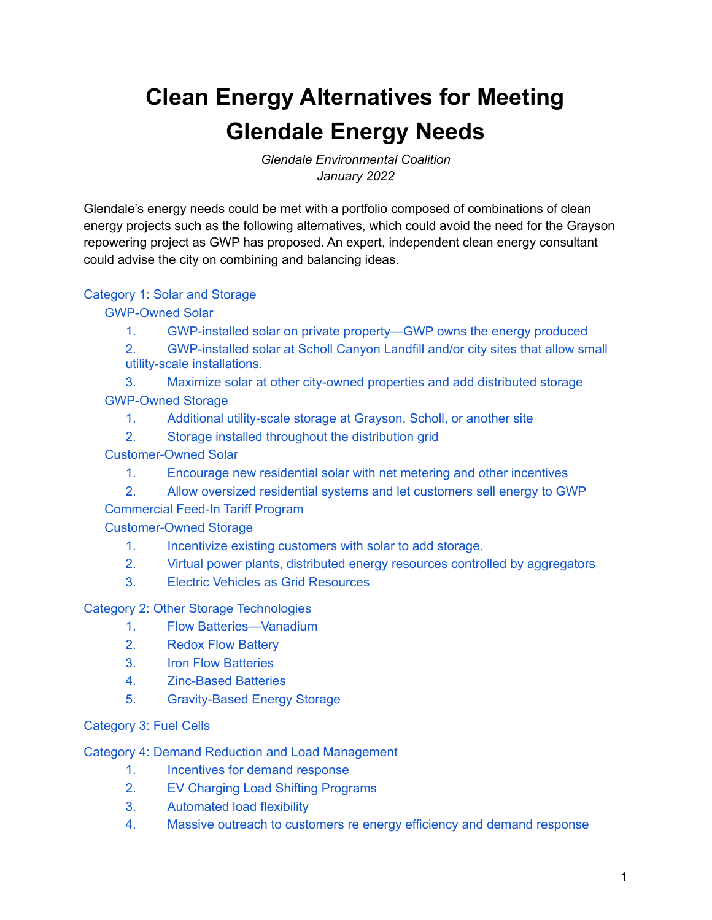# Clean Energy Alternatives for Meeting Glendale Energy Needs

*Glendale Environmental Coalition*
*January 2022*

Glendale's energy needs could be met with a portfolio composed of combinations of clean energy projects such as the following alternatives, which could avoid the need for the Grayson repowering project as GWP has proposed. An expert, independent clean energy consultant could advise the city on combining and balancing ideas.

Category 1: Solar and Storage

GWP-Owned Solar

1. GWP-installed solar on private property—GWP owns the energy produced
2. GWP-installed solar at Scholl Canyon Landfill and/or city sites that allow small utility-scale installations.
3. Maximize solar at other city-owned properties and add distributed storage

GWP-Owned Storage

1. Additional utility-scale storage at Grayson, Scholl, or another site
2. Storage installed throughout the distribution grid

Customer-Owned Solar

1. Encourage new residential solar with net metering and other incentives
2. Allow oversized residential systems and let customers sell energy to GWP

Commercial Feed-In Tariff Program

Customer-Owned Storage

1. Incentivize existing customers with solar to add storage.
2. Virtual power plants, distributed energy resources controlled by aggregators
3. Electric Vehicles as Grid Resources

Category 2: Other Storage Technologies

1. Flow Batteries—Vanadium
2. Redox Flow Battery
3. Iron Flow Batteries
4. Zinc-Based Batteries
5. Gravity-Based Energy Storage

Category 3: Fuel Cells

Category 4: Demand Reduction and Load Management

1. Incentives for demand response
2. EV Charging Load Shifting Programs
3. Automated load flexibility
4. Massive outreach to customers re energy efficiency and demand response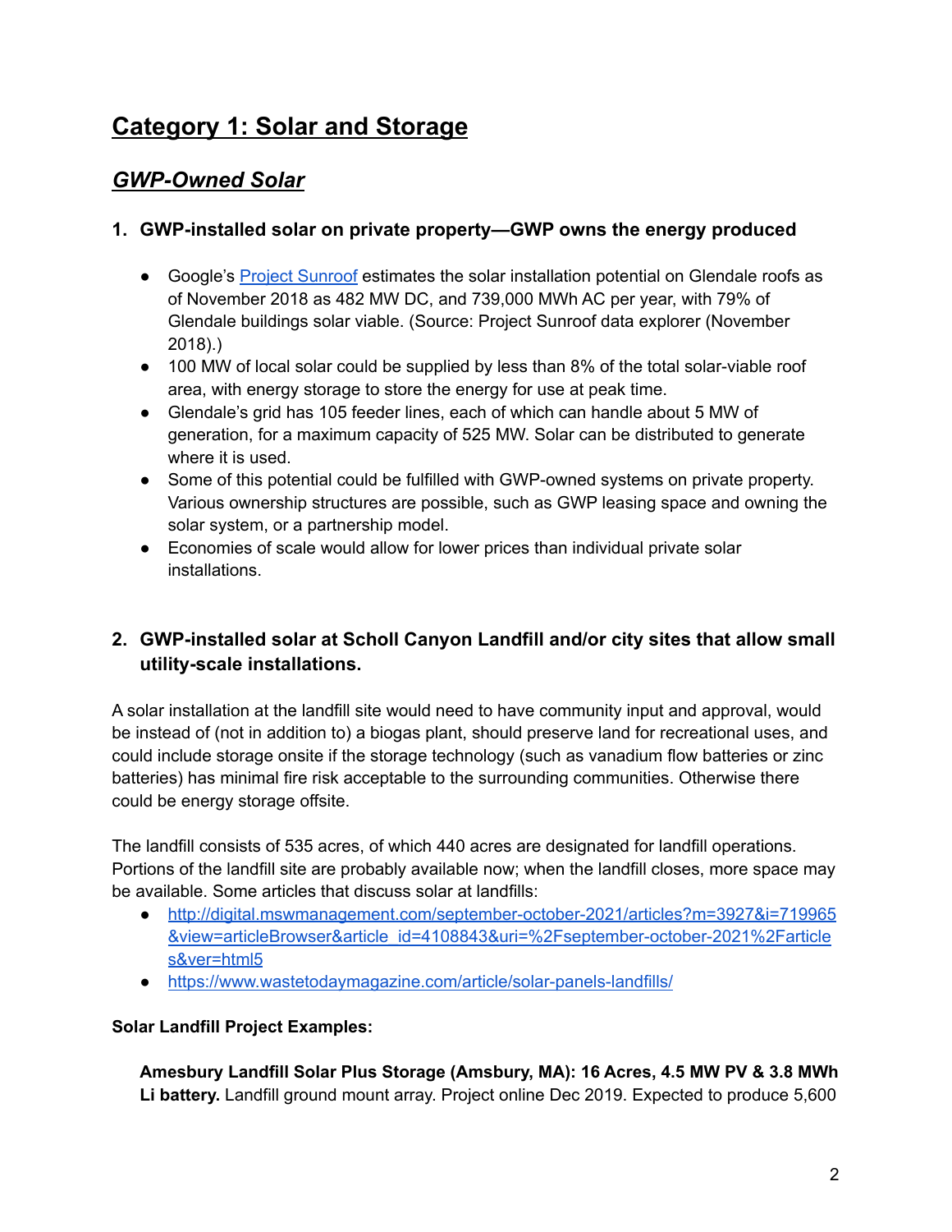# Category 1: Solar and Storage

## *GWP-Owned Solar*

### 1. GWP-installed solar on private property—GWP owns the energy produced

- Google's [Project Sunroof](https://www.google.com/get/sunroof) estimates the solar installation potential on Glendale roofs as of November 2018 as 482 MW DC, and 739,000 MWh AC per year, with 79% of Glendale buildings solar viable. (Source: Project Sunroof data explorer (November 2018).)
- 100 MW of local solar could be supplied by less than 8% of the total solar-viable roof area, with energy storage to store the energy for use at peak time.
- Glendale's grid has 105 feeder lines, each of which can handle about 5 MW of generation, for a maximum capacity of 525 MW. Solar can be distributed to generate where it is used.
- Some of this potential could be fulfilled with GWP-owned systems on private property. Various ownership structures are possible, such as GWP leasing space and owning the solar system, or a partnership model.
- Economies of scale would allow for lower prices than individual private solar installations.

### 2. GWP-installed solar at Scholl Canyon Landfill and/or city sites that allow small utility-scale installations.

A solar installation at the landfill site would need to have community input and approval, would be instead of (not in addition to) a biogas plant, should preserve land for recreational uses, and could include storage onsite if the storage technology (such as vanadium flow batteries or zinc batteries) has minimal fire risk acceptable to the surrounding communities. Otherwise there could be energy storage offsite.

The landfill consists of 535 acres, of which 440 acres are designated for landfill operations. Portions of the landfill site are probably available now; when the landfill closes, more space may be available. Some articles that discuss solar at landfills:

- http://digital.mswmanagement.com/september-october-2021/articles?m=3927&i=719965&view=articleBrowser&article_id=4108843&uri=%2Fseptember-october-2021%2Farticles&ver=html5
- https://www.wastetodaymagazine.com/article/solar-panels-landfills/

**Solar Landfill Project Examples:**

**Amesbury Landfill Solar Plus Storage (Amsbury, MA): 16 Acres, 4.5 MW PV & 3.8 MWh Li battery.** Landfill ground mount array. Project online Dec 2019. Expected to produce 5,600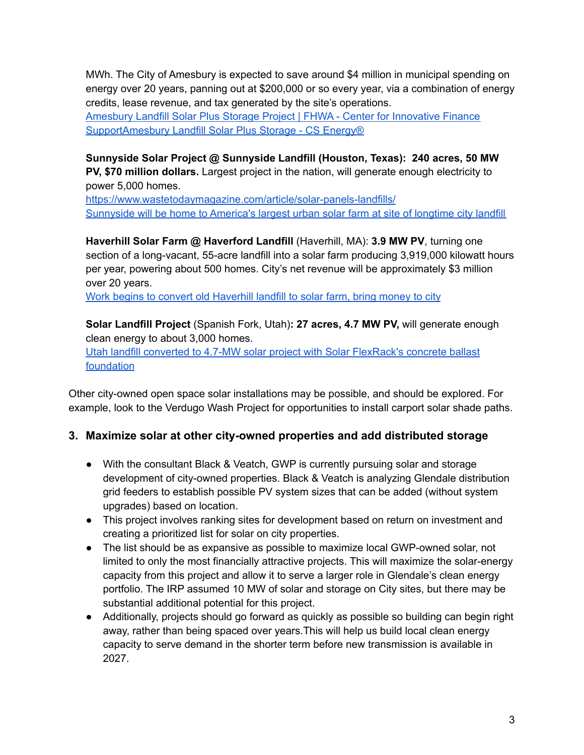MWh. The City of Amesbury is expected to save around $4 million in municipal spending on energy over 20 years, panning out at $200,000 or so every year, via a combination of energy credits, lease revenue, and tax generated by the site's operations.
[Amesbury Landfill Solar Plus Storage Project | FHWA - Center for Innovative Finance Support](#)[Amesbury Landfill Solar Plus Storage - CS Energy®](#)

**Sunnyside Solar Project @ Sunnyside Landfill (Houston, Texas): 240 acres, 50 MW PV, $70 million dollars.** Largest project in the nation, will generate enough electricity to power 5,000 homes.
[https://www.wastetodaymagazine.com/article/solar-panels-landfills/](https://www.wastetodaymagazine.com/article/solar-panels-landfills/)
[Sunnyside will be home to America's largest urban solar farm at site of longtime city landfill](#)

**Haverhill Solar Farm @ Haverford Landfill** (Haverhill, MA): **3.9 MW PV**, turning one section of a long-vacant, 55-acre landfill into a solar farm producing 3,919,000 kilowatt hours per year, powering about 500 homes. City's net revenue will be approximately $3 million over 20 years.
[Work begins to convert old Haverhill landfill to solar farm, bring money to city](#)

**Solar Landfill Project** (Spanish Fork, Utah)**: 27 acres, 4.7 MW PV,** will generate enough clean energy to about 3,000 homes.
[Utah landfill converted to 4.7-MW solar project with Solar FlexRack's concrete ballast foundation](#)

Other city-owned open space solar installations may be possible, and should be explored. For example, look to the Verdugo Wash Project for opportunities to install carport solar shade paths.

### 3. Maximize solar at other city-owned properties and add distributed storage

- With the consultant Black & Veatch, GWP is currently pursuing solar and storage development of city-owned properties. Black & Veatch is analyzing Glendale distribution grid feeders to establish possible PV system sizes that can be added (without system upgrades) based on location.
- This project involves ranking sites for development based on return on investment and creating a prioritized list for solar on city properties.
- The list should be as expansive as possible to maximize local GWP-owned solar, not limited to only the most financially attractive projects. This will maximize the solar-energy capacity from this project and allow it to serve a larger role in Glendale's clean energy portfolio. The IRP assumed 10 MW of solar and storage on City sites, but there may be substantial additional potential for this project.
- Additionally, projects should go forward as quickly as possible so building can begin right away, rather than being spaced over years.This will help us build local clean energy capacity to serve demand in the shorter term before new transmission is available in 2027.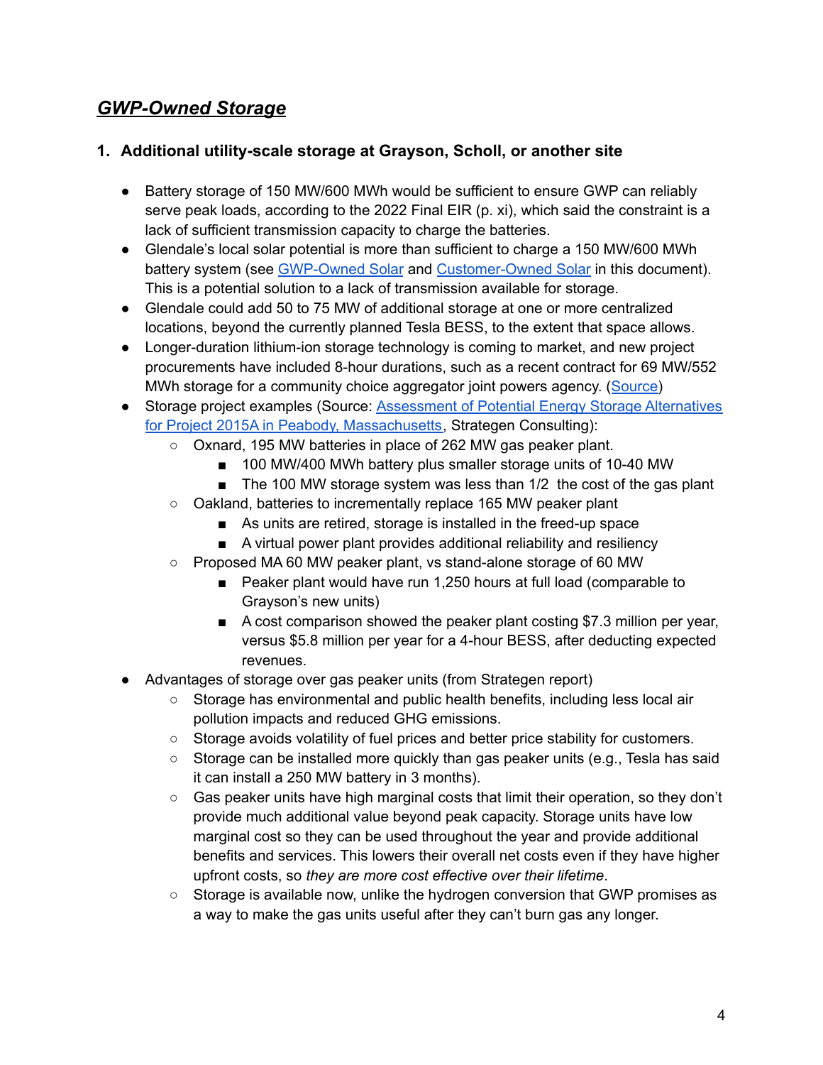## ***GWP-Owned Storage***

### 1. Additional utility-scale storage at Grayson, Scholl, or another site

- Battery storage of 150 MW/600 MWh would be sufficient to ensure GWP can reliably serve peak loads, according to the 2022 Final EIR (p. xi), which said the constraint is a lack of sufficient transmission capacity to charge the batteries.
- Glendale's local solar potential is more than sufficient to charge a 150 MW/600 MWh battery system (see [GWP-Owned Solar]() and [Customer-Owned Solar]() in this document). This is a potential solution to a lack of transmission available for storage.
- Glendale could add 50 to 75 MW of additional storage at one or more centralized locations, beyond the currently planned Tesla BESS, to the extent that space allows.
- Longer-duration lithium-ion storage technology is coming to market, and new project procurements have included 8-hour durations, such as a recent contract for 69 MW/552 MWh storage for a community choice aggregator joint powers agency. ([Source]())
- Storage project examples (Source: [Assessment of Potential Energy Storage Alternatives for Project 2015A in Peabody, Massachusetts](), Strategen Consulting):
  - Oxnard, 195 MW batteries in place of 262 MW gas peaker plant.
    - 100 MW/400 MWh battery plus smaller storage units of 10-40 MW
    - The 100 MW storage system was less than 1/2 the cost of the gas plant
  - Oakland, batteries to incrementally replace 165 MW peaker plant
    - As units are retired, storage is installed in the freed-up space
    - A virtual power plant provides additional reliability and resiliency
  - Proposed MA 60 MW peaker plant, vs stand-alone storage of 60 MW
    - Peaker plant would have run 1,250 hours at full load (comparable to Grayson's new units)
    - A cost comparison showed the peaker plant costing $7.3 million per year, versus $5.8 million per year for a 4-hour BESS, after deducting expected revenues.
- Advantages of storage over gas peaker units (from Strategen report)
  - Storage has environmental and public health benefits, including less local air pollution impacts and reduced GHG emissions.
  - Storage avoids volatility of fuel prices and better price stability for customers.
  - Storage can be installed more quickly than gas peaker units (e.g., Tesla has said it can install a 250 MW battery in 3 months).
  - Gas peaker units have high marginal costs that limit their operation, so they don't provide much additional value beyond peak capacity. Storage units have low marginal cost so they can be used throughout the year and provide additional benefits and services. This lowers their overall net costs even if they have higher upfront costs, so *they are more cost effective over their lifetime*.
  - Storage is available now, unlike the hydrogen conversion that GWP promises as a way to make the gas units useful after they can't burn gas any longer.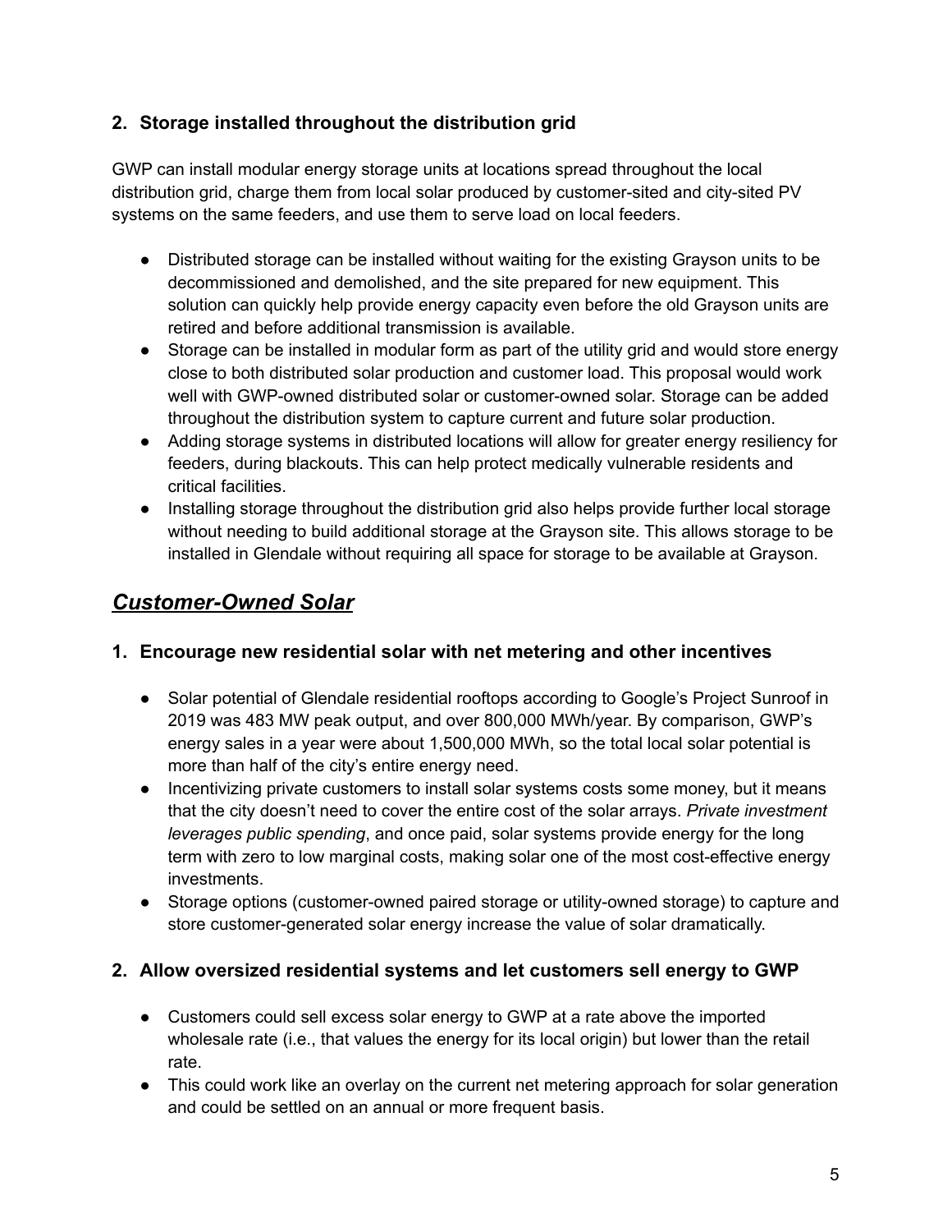### 2. Storage installed throughout the distribution grid

GWP can install modular energy storage units at locations spread throughout the local distribution grid, charge them from local solar produced by customer-sited and city-sited PV systems on the same feeders, and use them to serve load on local feeders.

- Distributed storage can be installed without waiting for the existing Grayson units to be decommissioned and demolished, and the site prepared for new equipment. This solution can quickly help provide energy capacity even before the old Grayson units are retired and before additional transmission is available.
- Storage can be installed in modular form as part of the utility grid and would store energy close to both distributed solar production and customer load. This proposal would work well with GWP-owned distributed solar or customer-owned solar. Storage can be added throughout the distribution system to capture current and future solar production.
- Adding storage systems in distributed locations will allow for greater energy resiliency for feeders, during blackouts. This can help protect medically vulnerable residents and critical facilities.
- Installing storage throughout the distribution grid also helps provide further local storage without needing to build additional storage at the Grayson site. This allows storage to be installed in Glendale without requiring all space for storage to be available at Grayson.

## *Customer-Owned Solar*

### 1. Encourage new residential solar with net metering and other incentives

- Solar potential of Glendale residential rooftops according to Google's Project Sunroof in 2019 was 483 MW peak output, and over 800,000 MWh/year. By comparison, GWP's energy sales in a year were about 1,500,000 MWh, so the total local solar potential is more than half of the city's entire energy need.
- Incentivizing private customers to install solar systems costs some money, but it means that the city doesn't need to cover the entire cost of the solar arrays. *Private investment leverages public spending*, and once paid, solar systems provide energy for the long term with zero to low marginal costs, making solar one of the most cost-effective energy investments.
- Storage options (customer-owned paired storage or utility-owned storage) to capture and store customer-generated solar energy increase the value of solar dramatically.

### 2. Allow oversized residential systems and let customers sell energy to GWP

- Customers could sell excess solar energy to GWP at a rate above the imported wholesale rate (i.e., that values the energy for its local origin) but lower than the retail rate.
- This could work like an overlay on the current net metering approach for solar generation and could be settled on an annual or more frequent basis.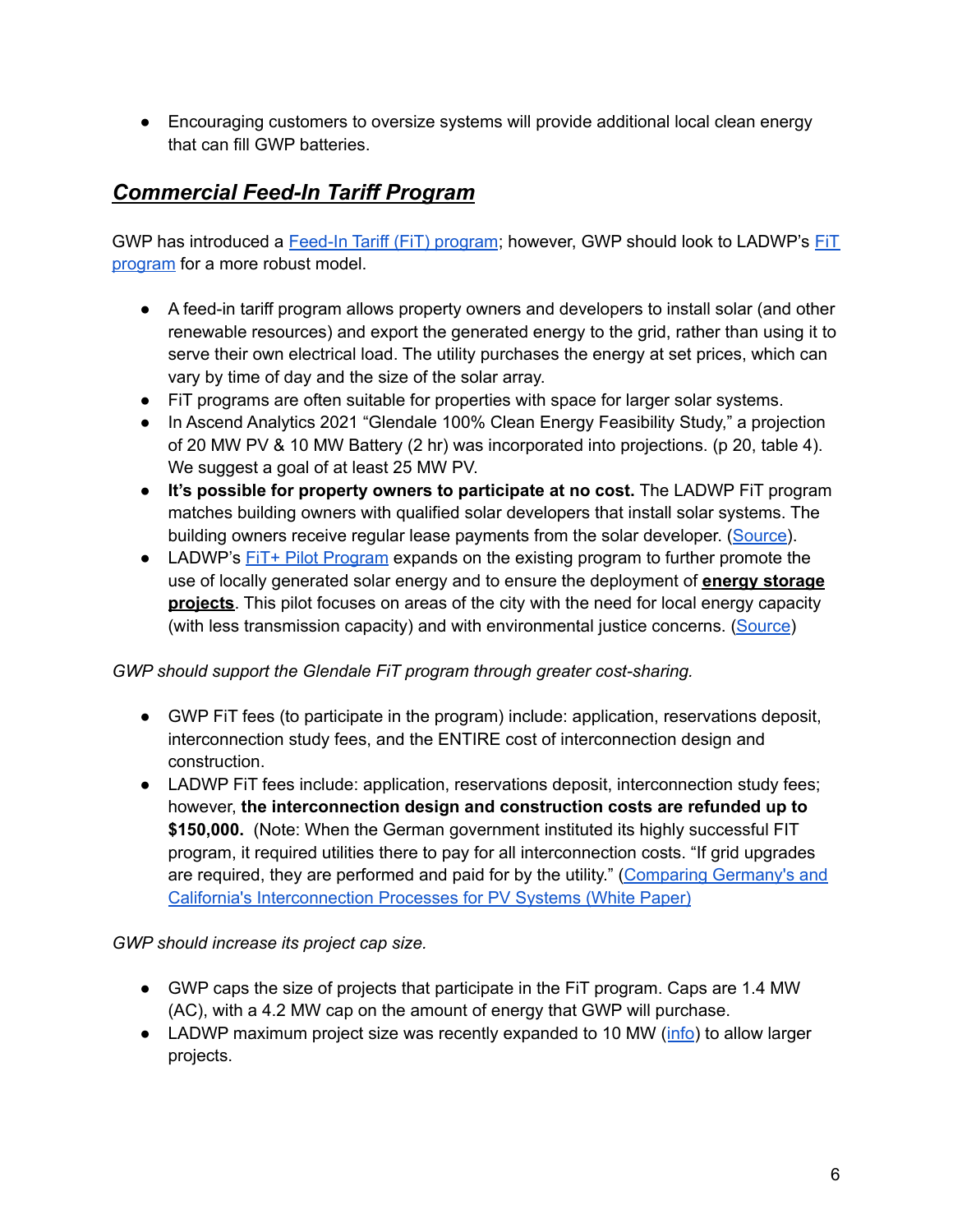- Encouraging customers to oversize systems will provide additional local clean energy that can fill GWP batteries.

## ***Commercial Feed-In Tariff Program***

GWP has introduced a Feed-In Tariff (FiT) program; however, GWP should look to LADWP's FiT program for a more robust model.

- A feed-in tariff program allows property owners and developers to install solar (and other renewable resources) and export the generated energy to the grid, rather than using it to serve their own electrical load. The utility purchases the energy at set prices, which can vary by time of day and the size of the solar array.
- FiT programs are often suitable for properties with space for larger solar systems.
- In Ascend Analytics 2021 "Glendale 100% Clean Energy Feasibility Study," a projection of 20 MW PV & 10 MW Battery (2 hr) was incorporated into projections. (p 20, table 4). We suggest a goal of at least 25 MW PV.
- **It's possible for property owners to participate at no cost.** The LADWP FiT program matches building owners with qualified solar developers that install solar systems. The building owners receive regular lease payments from the solar developer. (Source).
- LADWP's FiT+ Pilot Program expands on the existing program to further promote the use of locally generated solar energy and to ensure the deployment of **energy storage projects**. This pilot focuses on areas of the city with the need for local energy capacity (with less transmission capacity) and with environmental justice concerns. (Source)

*GWP should support the Glendale FiT program through greater cost-sharing.*

- GWP FiT fees (to participate in the program) include: application, reservations deposit, interconnection study fees, and the ENTIRE cost of interconnection design and construction.
- LADWP FiT fees include: application, reservations deposit, interconnection study fees; however, **the interconnection design and construction costs are refunded up to $150,000.** (Note: When the German government instituted its highly successful FIT program, it required utilities there to pay for all interconnection costs. "If grid upgrades are required, they are performed and paid for by the utility." (Comparing Germany's and California's Interconnection Processes for PV Systems (White Paper)

*GWP should increase its project cap size.*

- GWP caps the size of projects that participate in the FiT program. Caps are 1.4 MW (AC), with a 4.2 MW cap on the amount of energy that GWP will purchase.
- LADWP maximum project size was recently expanded to 10 MW (info) to allow larger projects.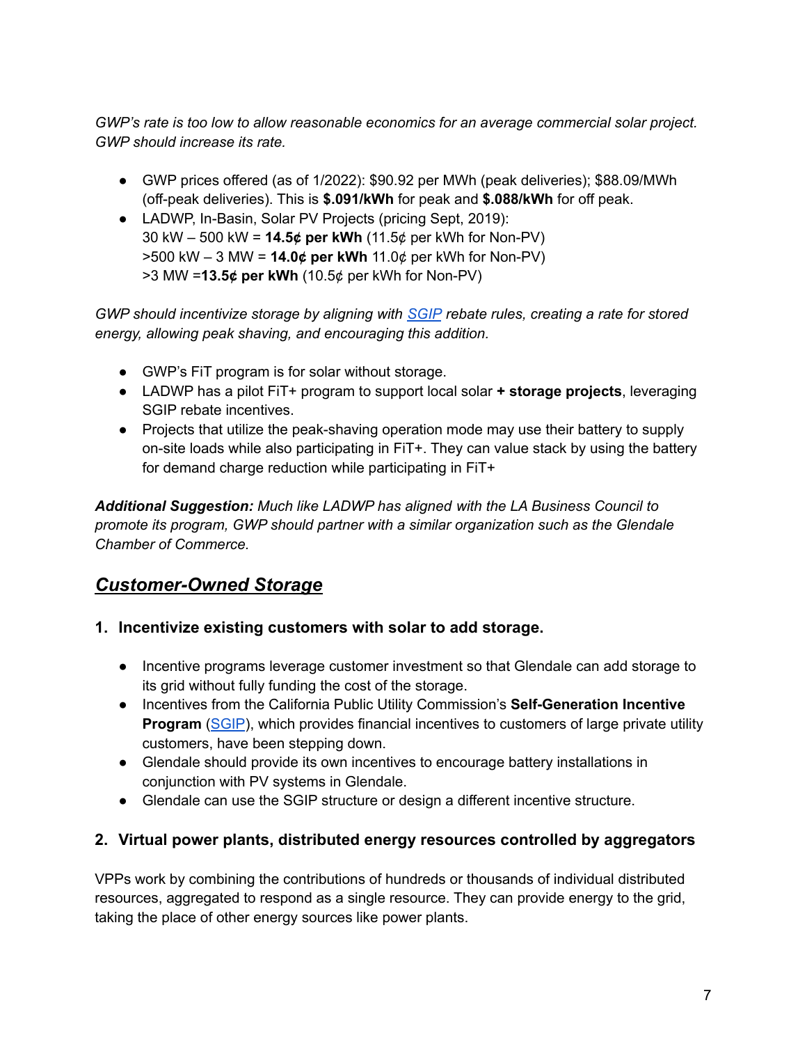*GWP's rate is too low to allow reasonable economics for an average commercial solar project. GWP should increase its rate.*

- GWP prices offered (as of 1/2022): $90.92 per MWh (peak deliveries); $88.09/MWh (off-peak deliveries). This is **$.091/kWh** for peak and **$.088/kWh** for off peak.
- LADWP, In-Basin, Solar PV Projects (pricing Sept, 2019):
  30 kW – 500 kW = **14.5¢ per kWh** (11.5¢ per kWh for Non-PV)
  >500 kW – 3 MW = **14.0¢ per kWh** 11.0¢ per kWh for Non-PV)
  >3 MW =**13.5¢ per kWh** (10.5¢ per kWh for Non-PV)

*GWP should incentivize storage by aligning with [SGIP](SGIP) rebate rules, creating a rate for stored energy, allowing peak shaving, and encouraging this addition.*

- GWP's FiT program is for solar without storage.
- LADWP has a pilot FiT+ program to support local solar **+ storage projects**, leveraging SGIP rebate incentives.
- Projects that utilize the peak-shaving operation mode may use their battery to supply on-site loads while also participating in FiT+. They can value stack by using the battery for demand charge reduction while participating in FiT+

***Additional Suggestion:*** *Much like LADWP has aligned with the LA Business Council to promote its program, GWP should partner with a similar organization such as the Glendale Chamber of Commerce.*

## ***Customer-Owned Storage***

### 1. Incentivize existing customers with solar to add storage.

- Incentive programs leverage customer investment so that Glendale can add storage to its grid without fully funding the cost of the storage.
- Incentives from the California Public Utility Commission's **Self-Generation Incentive Program** ([SGIP](SGIP)), which provides financial incentives to customers of large private utility customers, have been stepping down.
- Glendale should provide its own incentives to encourage battery installations in conjunction with PV systems in Glendale.
- Glendale can use the SGIP structure or design a different incentive structure.

### 2. Virtual power plants, distributed energy resources controlled by aggregators

VPPs work by combining the contributions of hundreds or thousands of individual distributed resources, aggregated to respond as a single resource. They can provide energy to the grid, taking the place of other energy sources like power plants.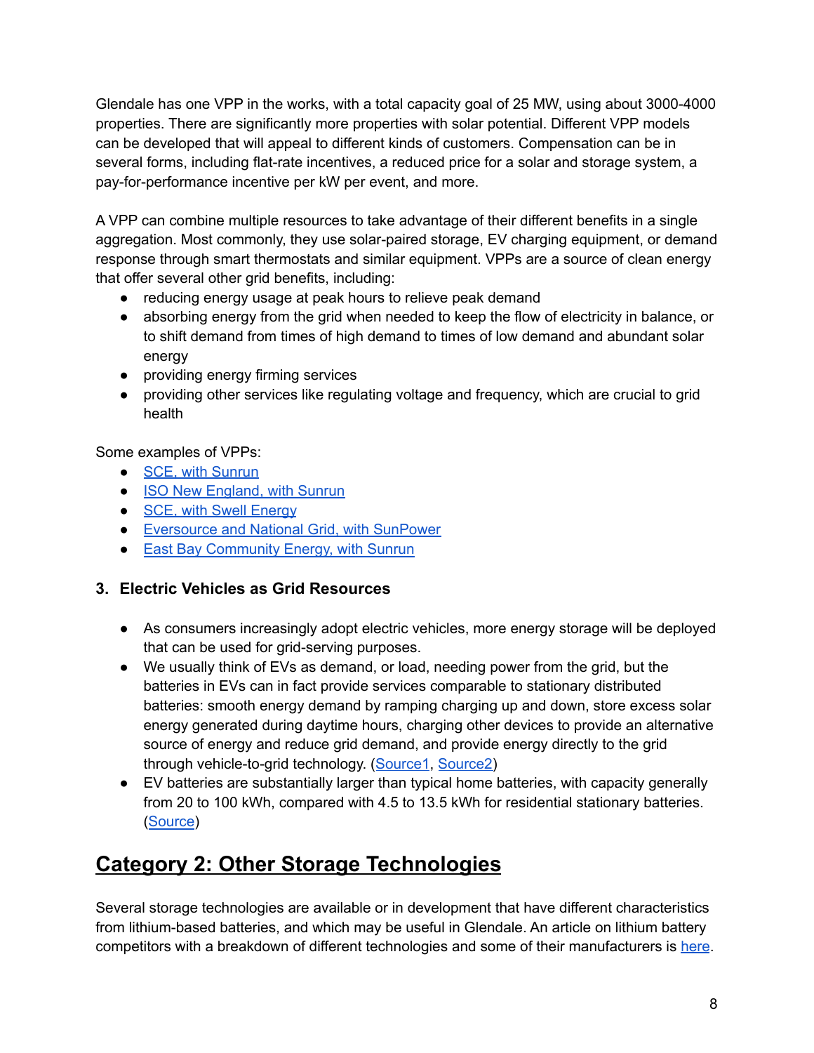Glendale has one VPP in the works, with a total capacity goal of 25 MW, using about 3000-4000 properties. There are significantly more properties with solar potential. Different VPP models can be developed that will appeal to different kinds of customers. Compensation can be in several forms, including flat-rate incentives, a reduced price for a solar and storage system, a pay-for-performance incentive per kW per event, and more.

A VPP can combine multiple resources to take advantage of their different benefits in a single aggregation. Most commonly, they use solar-paired storage, EV charging equipment, or demand response through smart thermostats and similar equipment. VPPs are a source of clean energy that offer several other grid benefits, including:

- reducing energy usage at peak hours to relieve peak demand
- absorbing energy from the grid when needed to keep the flow of electricity in balance, or to shift demand from times of high demand to times of low demand and abundant solar energy
- providing energy firming services
- providing other services like regulating voltage and frequency, which are crucial to grid health

Some examples of VPPs:

- SCE, with Sunrun
- ISO New England, with Sunrun
- SCE, with Swell Energy
- Eversource and National Grid, with SunPower
- East Bay Community Energy, with Sunrun

### 3. Electric Vehicles as Grid Resources

- As consumers increasingly adopt electric vehicles, more energy storage will be deployed that can be used for grid-serving purposes.
- We usually think of EVs as demand, or load, needing power from the grid, but the batteries in EVs can in fact provide services comparable to stationary distributed batteries: smooth energy demand by ramping charging up and down, store excess solar energy generated during daytime hours, charging other devices to provide an alternative source of energy and reduce grid demand, and provide energy directly to the grid through vehicle-to-grid technology. (Source1, Source2)
- EV batteries are substantially larger than typical home batteries, with capacity generally from 20 to 100 kWh, compared with 4.5 to 13.5 kWh for residential stationary batteries. (Source)

## Category 2: Other Storage Technologies

Several storage technologies are available or in development that have different characteristics from lithium-based batteries, and which may be useful in Glendale. An article on lithium battery competitors with a breakdown of different technologies and some of their manufacturers is here.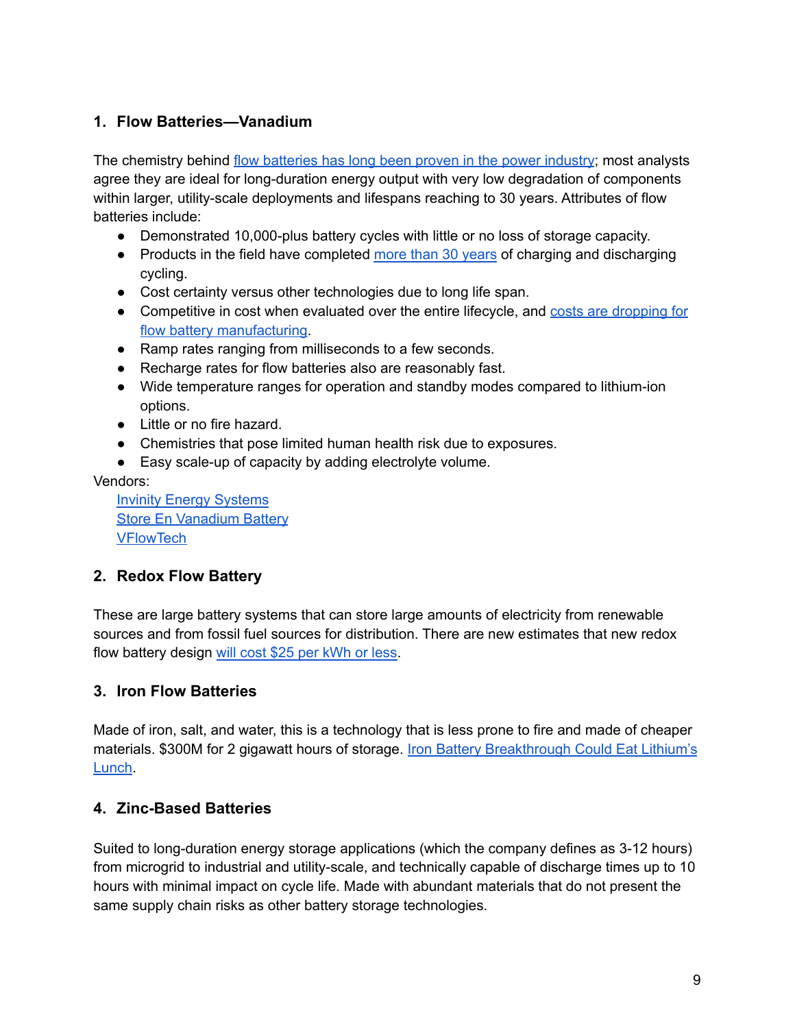## 1. Flow Batteries—Vanadium

The chemistry behind flow batteries has long been proven in the power industry; most analysts agree they are ideal for long-duration energy output with very low degradation of components within larger, utility-scale deployments and lifespans reaching to 30 years. Attributes of flow batteries include:

- Demonstrated 10,000-plus battery cycles with little or no loss of storage capacity.
- Products in the field have completed more than 30 years of charging and discharging cycling.
- Cost certainty versus other technologies due to long life span.
- Competitive in cost when evaluated over the entire lifecycle, and costs are dropping for flow battery manufacturing.
- Ramp rates ranging from milliseconds to a few seconds.
- Recharge rates for flow batteries also are reasonably fast.
- Wide temperature ranges for operation and standby modes compared to lithium-ion options.
- Little or no fire hazard.
- Chemistries that pose limited human health risk due to exposures.
- Easy scale-up of capacity by adding electrolyte volume.

Vendors:

Invinity Energy Systems
Store En Vanadium Battery
VFlowTech

## 2. Redox Flow Battery

These are large battery systems that can store large amounts of electricity from renewable sources and from fossil fuel sources for distribution. There are new estimates that new redox flow battery design will cost $25 per kWh or less.

## 3. Iron Flow Batteries

Made of iron, salt, and water, this is a technology that is less prone to fire and made of cheaper materials. $300M for 2 gigawatt hours of storage. Iron Battery Breakthrough Could Eat Lithium's Lunch.

## 4. Zinc-Based Batteries

Suited to long-duration energy storage applications (which the company defines as 3-12 hours) from microgrid to industrial and utility-scale, and technically capable of discharge times up to 10 hours with minimal impact on cycle life. Made with abundant materials that do not present the same supply chain risks as other battery storage technologies.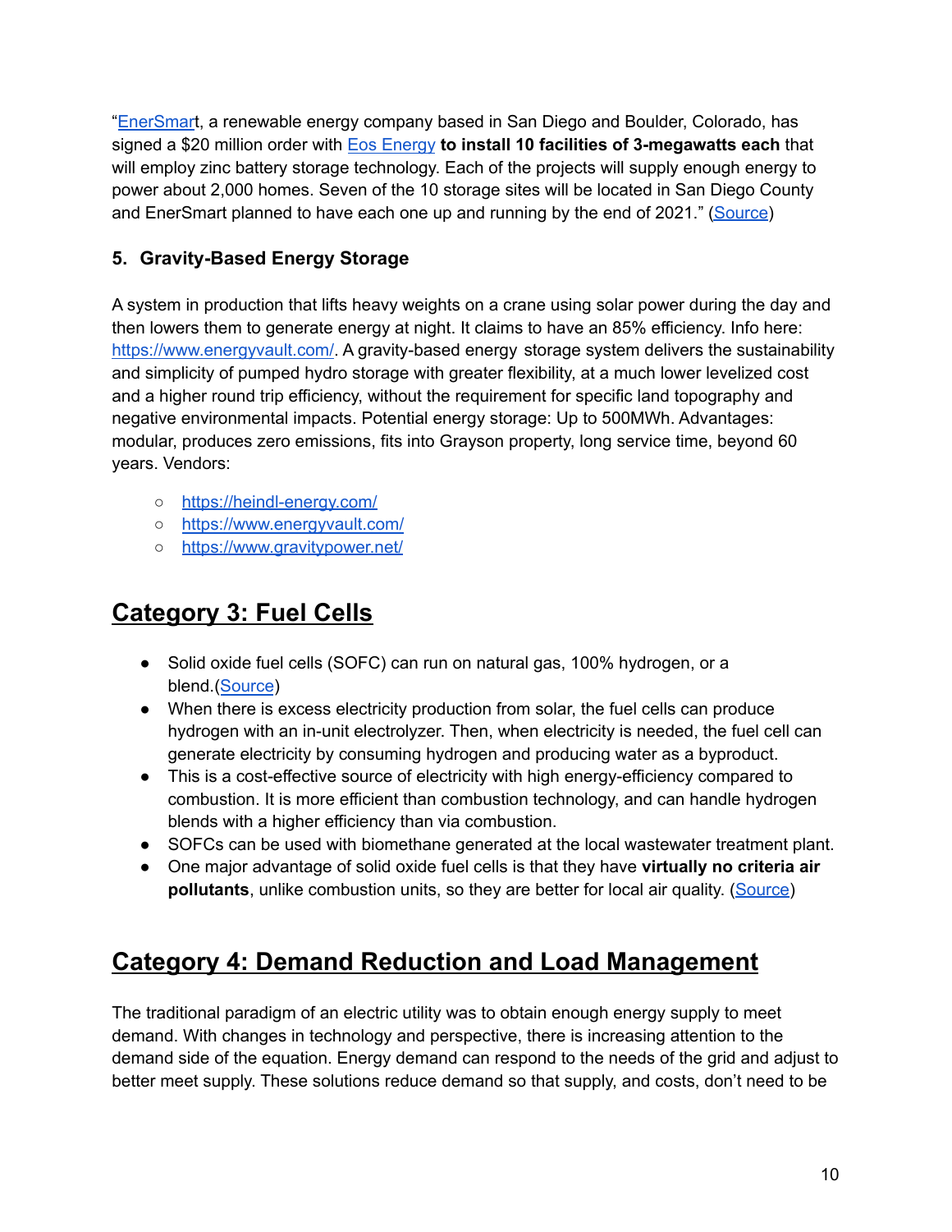"[EnerSmart](#), a renewable energy company based in San Diego and Boulder, Colorado, has signed a $20 million order with [Eos Energy](#) **to install 10 facilities of 3-megawatts each** that will employ zinc battery storage technology. Each of the projects will supply enough energy to power about 2,000 homes. Seven of the 10 storage sites will be located in San Diego County and EnerSmart planned to have each one up and running by the end of 2021." ([Source](#))

### 5. Gravity-Based Energy Storage

A system in production that lifts heavy weights on a crane using solar power during the day and then lowers them to generate energy at night. It claims to have an 85% efficiency. Info here: https://www.energyvault.com/. A gravity-based energy storage system delivers the sustainability and simplicity of pumped hydro storage with greater flexibility, at a much lower levelized cost and a higher round trip efficiency, without the requirement for specific land topography and negative environmental impacts. Potential energy storage: Up to 500MWh. Advantages: modular, produces zero emissions, fits into Grayson property, long service time, beyond 60 years. Vendors:

- https://heindl-energy.com/
- https://www.energyvault.com/
- https://www.gravitypower.net/

## Category 3: Fuel Cells

- Solid oxide fuel cells (SOFC) can run on natural gas, 100% hydrogen, or a blend.([Source](#))
- When there is excess electricity production from solar, the fuel cells can produce hydrogen with an in-unit electrolyzer. Then, when electricity is needed, the fuel cell can generate electricity by consuming hydrogen and producing water as a byproduct.
- This is a cost-effective source of electricity with high energy-efficiency compared to combustion. It is more efficient than combustion technology, and can handle hydrogen blends with a higher efficiency than via combustion.
- SOFCs can be used with biomethane generated at the local wastewater treatment plant.
- One major advantage of solid oxide fuel cells is that they have **virtually no criteria air pollutants**, unlike combustion units, so they are better for local air quality. ([Source](#))

## Category 4: Demand Reduction and Load Management

The traditional paradigm of an electric utility was to obtain enough energy supply to meet demand. With changes in technology and perspective, there is increasing attention to the demand side of the equation. Energy demand can respond to the needs of the grid and adjust to better meet supply. These solutions reduce demand so that supply, and costs, don't need to be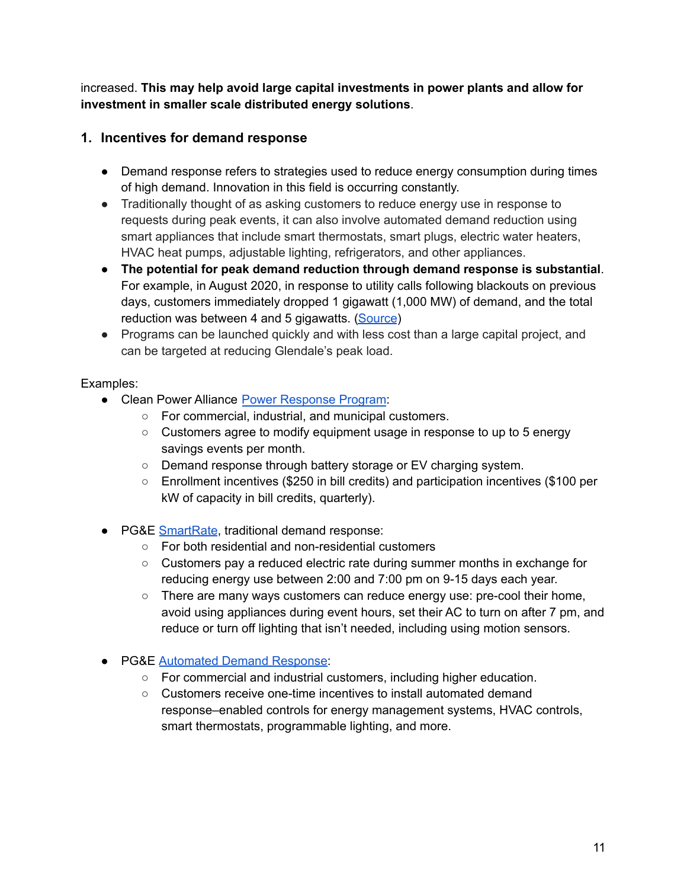increased. **This may help avoid large capital investments in power plants and allow for investment in smaller scale distributed energy solutions**.

## 1. Incentives for demand response

- Demand response refers to strategies used to reduce energy consumption during times of high demand. Innovation in this field is occurring constantly.
- Traditionally thought of as asking customers to reduce energy use in response to requests during peak events, it can also involve automated demand reduction using smart appliances that include smart thermostats, smart plugs, electric water heaters, HVAC heat pumps, adjustable lighting, refrigerators, and other appliances.
- **The potential for peak demand reduction through demand response is substantial**. For example, in August 2020, in response to utility calls following blackouts on previous days, customers immediately dropped 1 gigawatt (1,000 MW) of demand, and the total reduction was between 4 and 5 gigawatts. (Source)
- Programs can be launched quickly and with less cost than a large capital project, and can be targeted at reducing Glendale's peak load.

Examples:

- Clean Power Alliance Power Response Program:
  - For commercial, industrial, and municipal customers.
  - Customers agree to modify equipment usage in response to up to 5 energy savings events per month.
  - Demand response through battery storage or EV charging system.
  - Enrollment incentives ($250 in bill credits) and participation incentives ($100 per kW of capacity in bill credits, quarterly).
- PG&E SmartRate, traditional demand response:
  - For both residential and non-residential customers
  - Customers pay a reduced electric rate during summer months in exchange for reducing energy use between 2:00 and 7:00 pm on 9-15 days each year.
  - There are many ways customers can reduce energy use: pre-cool their home, avoid using appliances during event hours, set their AC to turn on after 7 pm, and reduce or turn off lighting that isn't needed, including using motion sensors.
- PG&E Automated Demand Response:
  - For commercial and industrial customers, including higher education.
  - Customers receive one-time incentives to install automated demand response–enabled controls for energy management systems, HVAC controls, smart thermostats, programmable lighting, and more.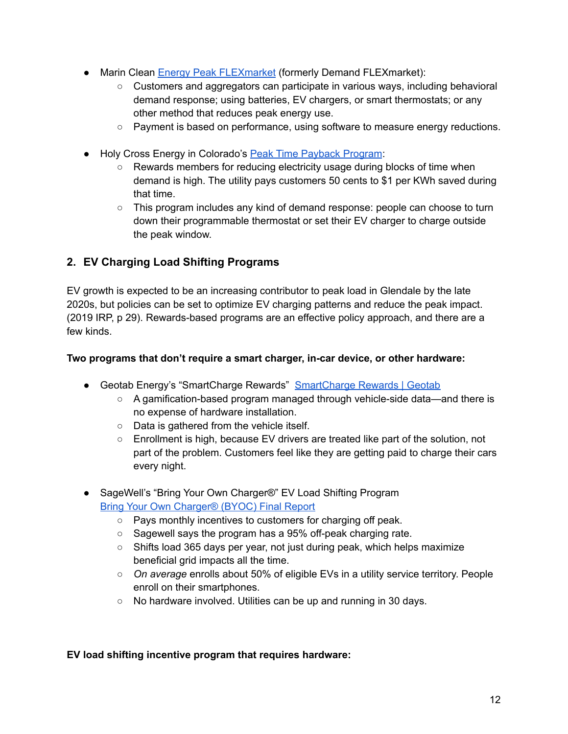- Marin Clean Energy Peak FLEXmarket (formerly Demand FLEXmarket):
  - Customers and aggregators can participate in various ways, including behavioral demand response; using batteries, EV chargers, or smart thermostats; or any other method that reduces peak energy use.
  - Payment is based on performance, using software to measure energy reductions.

- Holy Cross Energy in Colorado's Peak Time Payback Program:
  - Rewards members for reducing electricity usage during blocks of time when demand is high. The utility pays customers 50 cents to $1 per KWh saved during that time.
  - This program includes any kind of demand response: people can choose to turn down their programmable thermostat or set their EV charger to charge outside the peak window.

## 2. EV Charging Load Shifting Programs

EV growth is expected to be an increasing contributor to peak load in Glendale by the late 2020s, but policies can be set to optimize EV charging patterns and reduce the peak impact. (2019 IRP, p 29). Rewards-based programs are an effective policy approach, and there are a few kinds.

**Two programs that don't require a smart charger, in-car device, or other hardware:**

- Geotab Energy's "SmartCharge Rewards" SmartCharge Rewards | Geotab
  - A gamification-based program managed through vehicle-side data—and there is no expense of hardware installation.
  - Data is gathered from the vehicle itself.
  - Enrollment is high, because EV drivers are treated like part of the solution, not part of the problem. Customers feel like they are getting paid to charge their cars every night.

- SageWell's "Bring Your Own Charger®" EV Load Shifting Program Bring Your Own Charger® (BYOC) Final Report
  - Pays monthly incentives to customers for charging off peak.
  - Sagewell says the program has a 95% off-peak charging rate.
  - Shifts load 365 days per year, not just during peak, which helps maximize beneficial grid impacts all the time.
  - *On average* enrolls about 50% of eligible EVs in a utility service territory. People enroll on their smartphones.
  - No hardware involved. Utilities can be up and running in 30 days.

**EV load shifting incentive program that requires hardware:**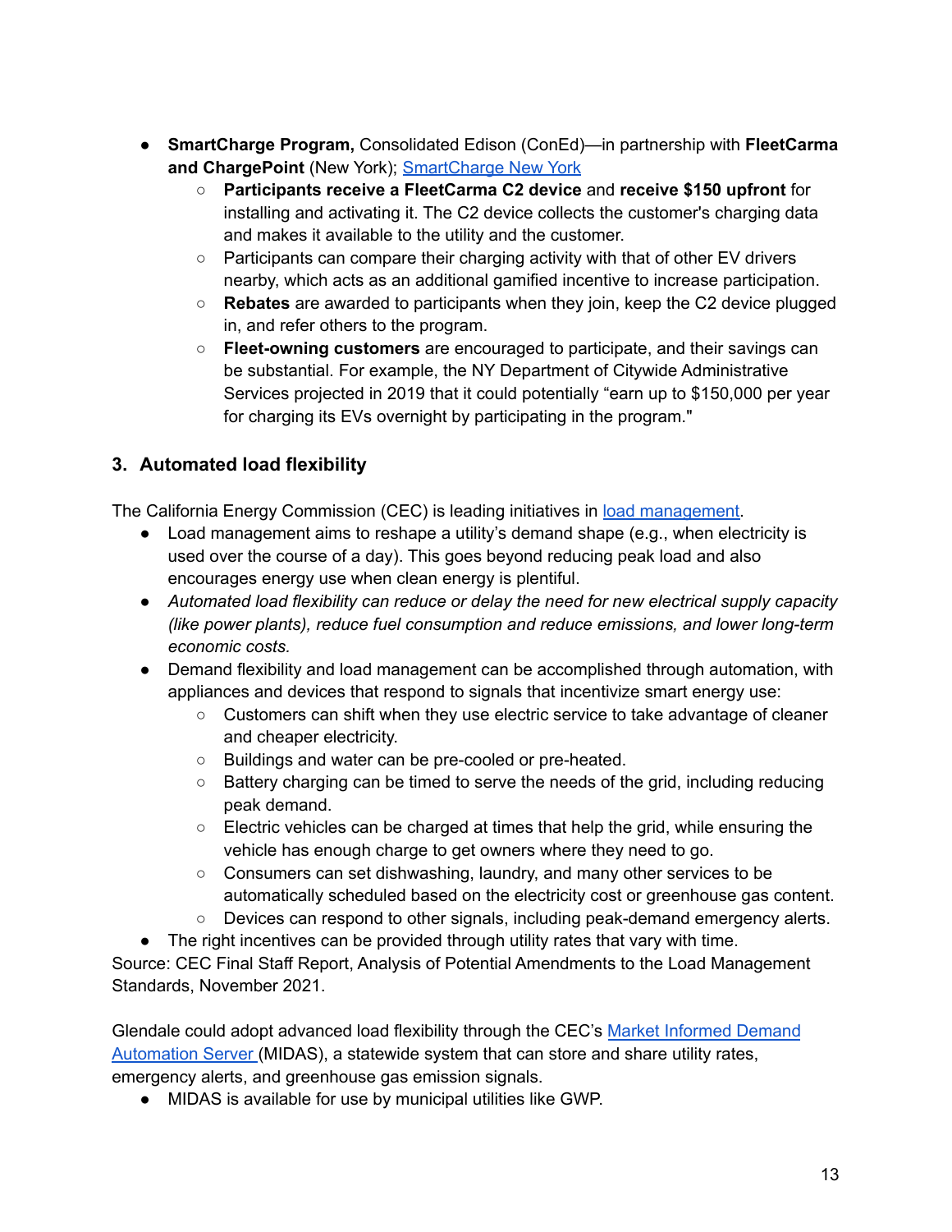- **SmartCharge Program,** Consolidated Edison (ConEd)—in partnership with **FleetCarma and ChargePoint** (New York); [SmartCharge New York]
  - **Participants receive a FleetCarma C2 device** and **receive $150 upfront** for installing and activating it. The C2 device collects the customer's charging data and makes it available to the utility and the customer.
  - Participants can compare their charging activity with that of other EV drivers nearby, which acts as an additional gamified incentive to increase participation.
  - **Rebates** are awarded to participants when they join, keep the C2 device plugged in, and refer others to the program.
  - **Fleet-owning customers** are encouraged to participate, and their savings can be substantial. For example, the NY Department of Citywide Administrative Services projected in 2019 that it could potentially "earn up to $150,000 per year for charging its EVs overnight by participating in the program."

### 3. Automated load flexibility

The California Energy Commission (CEC) is leading initiatives in [load management].

- Load management aims to reshape a utility's demand shape (e.g., when electricity is used over the course of a day). This goes beyond reducing peak load and also encourages energy use when clean energy is plentiful.
- *Automated load flexibility can reduce or delay the need for new electrical supply capacity (like power plants), reduce fuel consumption and reduce emissions, and lower long-term economic costs.*
- Demand flexibility and load management can be accomplished through automation, with appliances and devices that respond to signals that incentivize smart energy use:
  - Customers can shift when they use electric service to take advantage of cleaner and cheaper electricity.
  - Buildings and water can be pre-cooled or pre-heated.
  - Battery charging can be timed to serve the needs of the grid, including reducing peak demand.
  - Electric vehicles can be charged at times that help the grid, while ensuring the vehicle has enough charge to get owners where they need to go.
  - Consumers can set dishwashing, laundry, and many other services to be automatically scheduled based on the electricity cost or greenhouse gas content.
  - Devices can respond to other signals, including peak-demand emergency alerts.
- The right incentives can be provided through utility rates that vary with time.

Source: CEC Final Staff Report, Analysis of Potential Amendments to the Load Management Standards, November 2021.

Glendale could adopt advanced load flexibility through the CEC's [Market Informed Demand Automation Server] (MIDAS), a statewide system that can store and share utility rates, emergency alerts, and greenhouse gas emission signals.

- MIDAS is available for use by municipal utilities like GWP.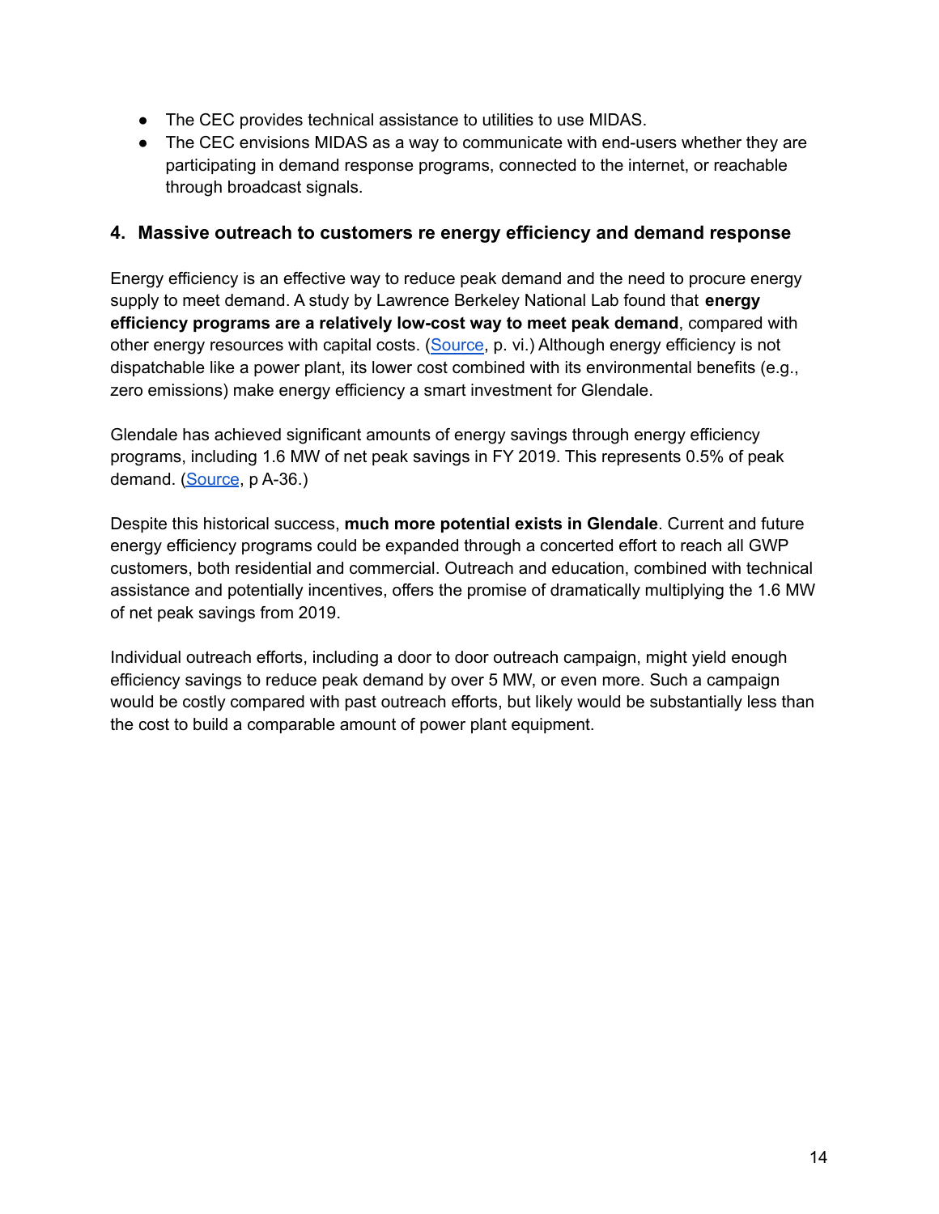- The CEC provides technical assistance to utilities to use MIDAS.
- The CEC envisions MIDAS as a way to communicate with end-users whether they are participating in demand response programs, connected to the internet, or reachable through broadcast signals.

### 4. Massive outreach to customers re energy efficiency and demand response

Energy efficiency is an effective way to reduce peak demand and the need to procure energy supply to meet demand. A study by Lawrence Berkeley National Lab found that **energy efficiency programs are a relatively low-cost way to meet peak demand**, compared with other energy resources with capital costs. (Source, p. vi.) Although energy efficiency is not dispatchable like a power plant, its lower cost combined with its environmental benefits (e.g., zero emissions) make energy efficiency a smart investment for Glendale.

Glendale has achieved significant amounts of energy savings through energy efficiency programs, including 1.6 MW of net peak savings in FY 2019. This represents 0.5% of peak demand. (Source, p A-36.)

Despite this historical success, **much more potential exists in Glendale**. Current and future energy efficiency programs could be expanded through a concerted effort to reach all GWP customers, both residential and commercial. Outreach and education, combined with technical assistance and potentially incentives, offers the promise of dramatically multiplying the 1.6 MW of net peak savings from 2019.

Individual outreach efforts, including a door to door outreach campaign, might yield enough efficiency savings to reduce peak demand by over 5 MW, or even more. Such a campaign would be costly compared with past outreach efforts, but likely would be substantially less than the cost to build a comparable amount of power plant equipment.